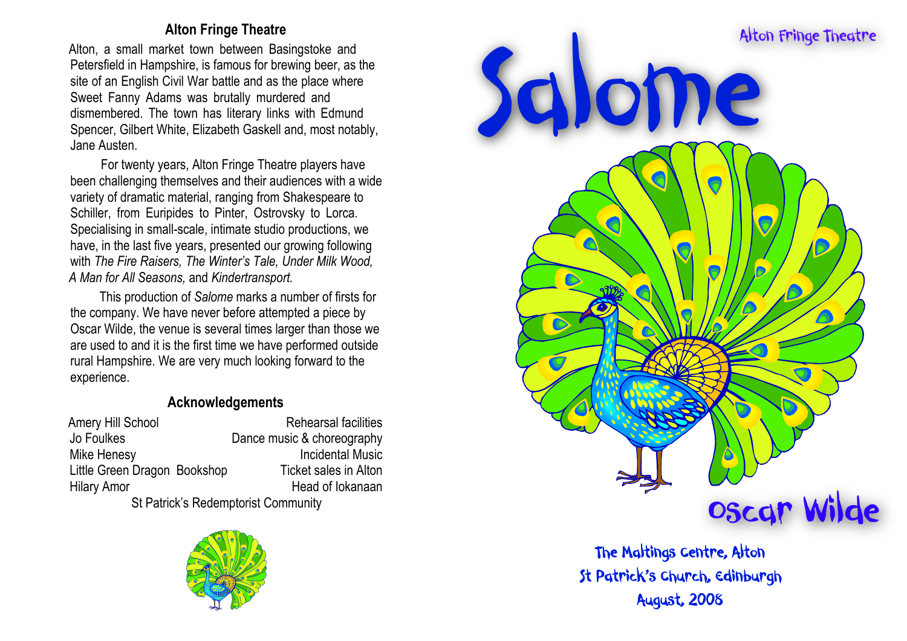## Alton Fringe Theatre

Alton, a small market town between Basingstoke and Petersfield in Hampshire, is famous for brewing beer, as the site of an English Civil War battle and as the place where Sweet Fanny Adams was brutally murdered and dismembered. The town has literary links with Edmund Spencer, Gilbert White, Elizabeth Gaskell and, most notably, Jane Austen.

For twenty years, Alton Fringe Theatre players have been challenging themselves and their audiences with a wide variety of dramatic material, ranging from Shakespeare to Schiller, from Euripides to Pinter, Ostrovsky to Lorca. Specialising in small-scale, intimate studio productions, we have, in the last five years, presented our growing following with *The Fire Raisers, The Winter's Tale, Under Milk Wood, A Man for All Seasons,* and *Kindertransport.*

This production of *Salome* marks a number of firsts for the company. We have never before attempted a piece by Oscar Wilde, the venue is several times larger than those we are used to and it is the first time we have performed outside rural Hampshire. We are very much looking forward to the experience.

## Acknowledgements

| | |
|---|---|
| Amery Hill School | Rehearsal facilities |
| Jo Foulkes | Dance music & choreography |
| Mike Henesy | Incidental Music |
| Little Green Dragon Bookshop | Ticket sales in Alton |
| Hilary Amor | Head of Iokanaan |

St Patrick's Redemptorist Community

Alton Fringe Theatre

# Salome

## Oscar Wilde

The Maltings Centre, Alton
St Patrick's Church, Edinburgh
August, 2008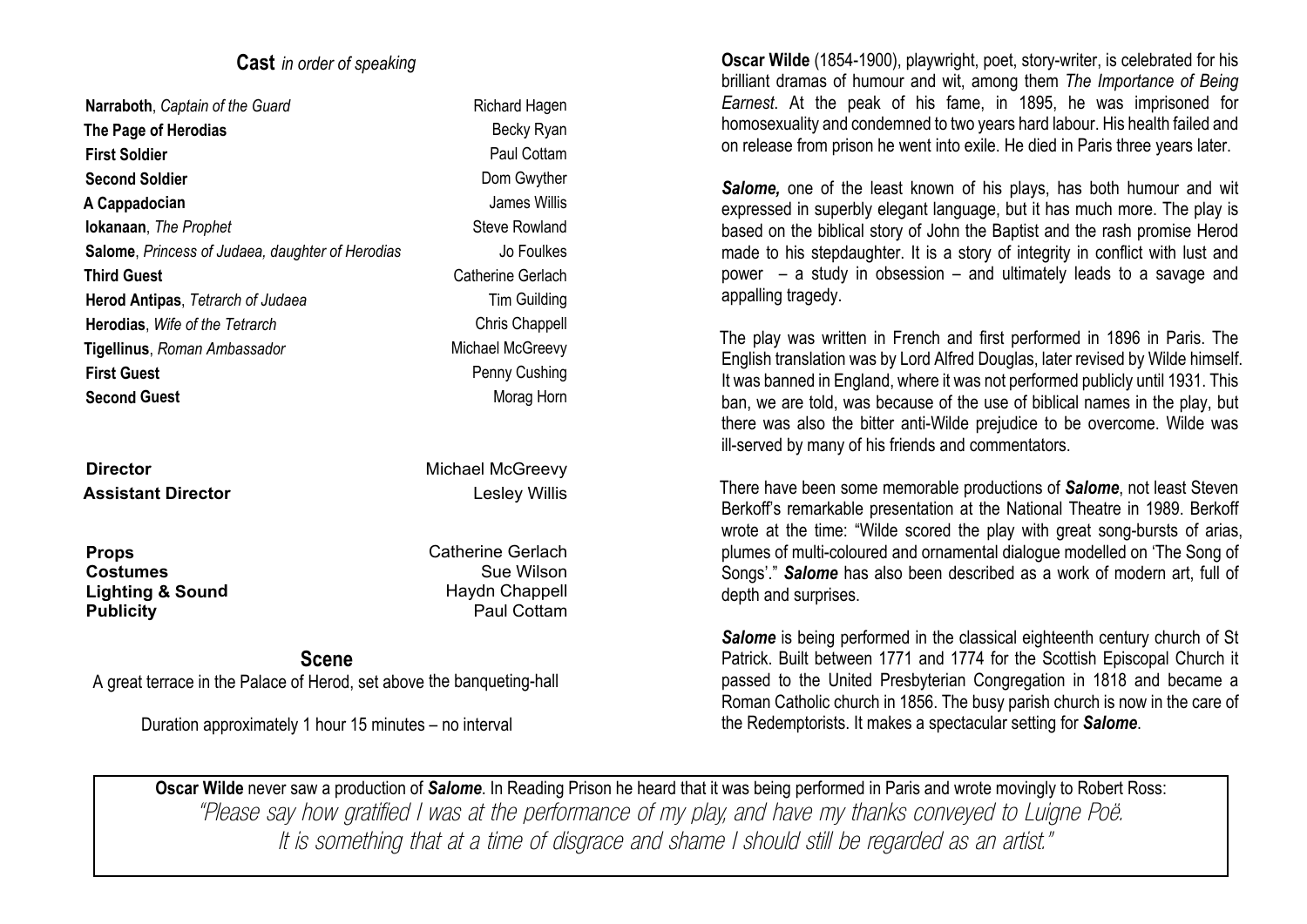## **Cast** *in order of speaking*

| | |
|---|---|
| **Narraboth**, *Captain of the Guard* | Richard Hagen |
| **The Page of Herodias** | Becky Ryan |
| **First Soldier** | Paul Cottam |
| **Second Soldier** | Dom Gwyther |
| **A Cappadocian** | James Willis |
| **Iokanaan**, *The Prophet* | Steve Rowland |
| **Salome**, *Princess of Judaea, daughter of Herodias* | Jo Foulkes |
| **Third Guest** | Catherine Gerlach |
| **Herod Antipas**, *Tetrarch of Judaea* | Tim Guilding |
| **Herodias**, *Wife of the Tetrarch* | Chris Chappell |
| **Tigellinus**, *Roman Ambassador* | Michael McGreevy |
| **First Guest** | Penny Cushing |
| **Second Guest** | Morag Horn |

| | |
|---|---|
| **Director** | Michael McGreevy |
| **Assistant Director** | Lesley Willis |

| | |
|---|---|
| **Props** | Catherine Gerlach |
| **Costumes** | Sue Wilson |
| **Lighting & Sound** | Haydn Chappell |
| **Publicity** | Paul Cottam |

## Scene

A great terrace in the Palace of Herod, set above the banqueting-hall

Duration approximately 1 hour 15 minutes – no interval

**Oscar Wilde** (1854-1900), playwright, poet, story-writer, is celebrated for his brilliant dramas of humour and wit, among them *The Importance of Being Earnest*. At the peak of his fame, in 1895, he was imprisoned for homosexuality and condemned to two years hard labour. His health failed and on release from prison he went into exile. He died in Paris three years later.

***Salome,*** one of the least known of his plays, has both humour and wit expressed in superbly elegant language, but it has much more. The play is based on the biblical story of John the Baptist and the rash promise Herod made to his stepdaughter. It is a story of integrity in conflict with lust and power – a study in obsession – and ultimately leads to a savage and appalling tragedy.

The play was written in French and first performed in 1896 in Paris. The English translation was by Lord Alfred Douglas, later revised by Wilde himself. It was banned in England, where it was not performed publicly until 1931. This ban, we are told, was because of the use of biblical names in the play, but there was also the bitter anti-Wilde prejudice to be overcome. Wilde was ill-served by many of his friends and commentators.

There have been some memorable productions of ***Salome***, not least Steven Berkoff's remarkable presentation at the National Theatre in 1989. Berkoff wrote at the time: "Wilde scored the play with great song-bursts of arias, plumes of multi-coloured and ornamental dialogue modelled on 'The Song of Songs'." ***Salome*** has also been described as a work of modern art, full of depth and surprises.

***Salome*** is being performed in the classical eighteenth century church of St Patrick. Built between 1771 and 1774 for the Scottish Episcopal Church it passed to the United Presbyterian Congregation in 1818 and became a Roman Catholic church in 1856. The busy parish church is now in the care of the Redemptorists. It makes a spectacular setting for ***Salome***.

**Oscar Wilde** never saw a production of ***Salome***. In Reading Prison he heard that it was being performed in Paris and wrote movingly to Robert Ross:
*"Please say how gratified I was at the performance of my play, and have my thanks conveyed to Luigne Poë. It is something that at a time of disgrace and shame I should still be regarded as an artist."*